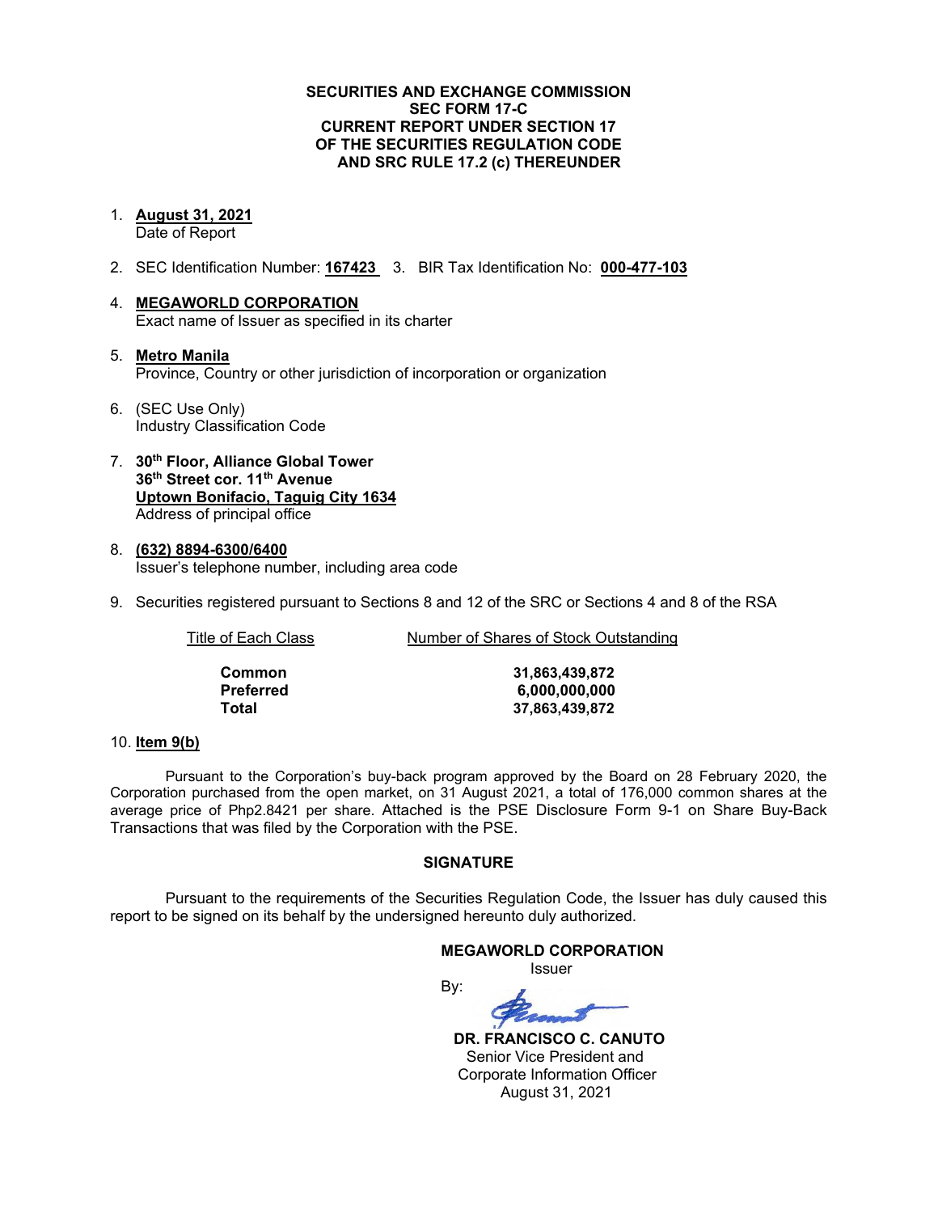**SECURITIES AND EXCHANGE COMMISSION**
**SEC FORM 17-C**
**CURRENT REPORT UNDER SECTION 17**
**OF THE SECURITIES REGULATION CODE**
**AND SRC RULE 17.2 (c) THEREUNDER**

1. **August 31, 2021**
   Date of Report

2. SEC Identification Number: **167423** 3. BIR Tax Identification No: **000-477-103**

4. **MEGAWORLD CORPORATION**
   Exact name of Issuer as specified in its charter

5. **Metro Manila**
   Province, Country or other jurisdiction of incorporation or organization

6. (SEC Use Only)
   Industry Classification Code

7. **30th Floor, Alliance Global Tower**
   **36th Street cor. 11th Avenue**
   **Uptown Bonifacio, Taguig City 1634**
   Address of principal office

8. **(632) 8894-6300/6400**
   Issuer's telephone number, including area code

9. Securities registered pursuant to Sections 8 and 12 of the SRC or Sections 4 and 8 of the RSA

| Title of Each Class | Number of Shares of Stock Outstanding |
|---|---|
| **Common** | **31,863,439,872** |
| **Preferred** | **6,000,000,000** |
| **Total** | **37,863,439,872** |

10. **Item 9(b)**

Pursuant to the Corporation's buy-back program approved by the Board on 28 February 2020, the Corporation purchased from the open market, on 31 August 2021, a total of 176,000 common shares at the average price of Php2.8421 per share. Attached is the PSE Disclosure Form 9-1 on Share Buy-Back Transactions that was filed by the Corporation with the PSE.

**SIGNATURE**

Pursuant to the requirements of the Securities Regulation Code, the Issuer has duly caused this report to be signed on its behalf by the undersigned hereunto duly authorized.

**MEGAWORLD CORPORATION**
Issuer

By:

**DR. FRANCISCO C. CANUTO**
Senior Vice President and
Corporate Information Officer
August 31, 2021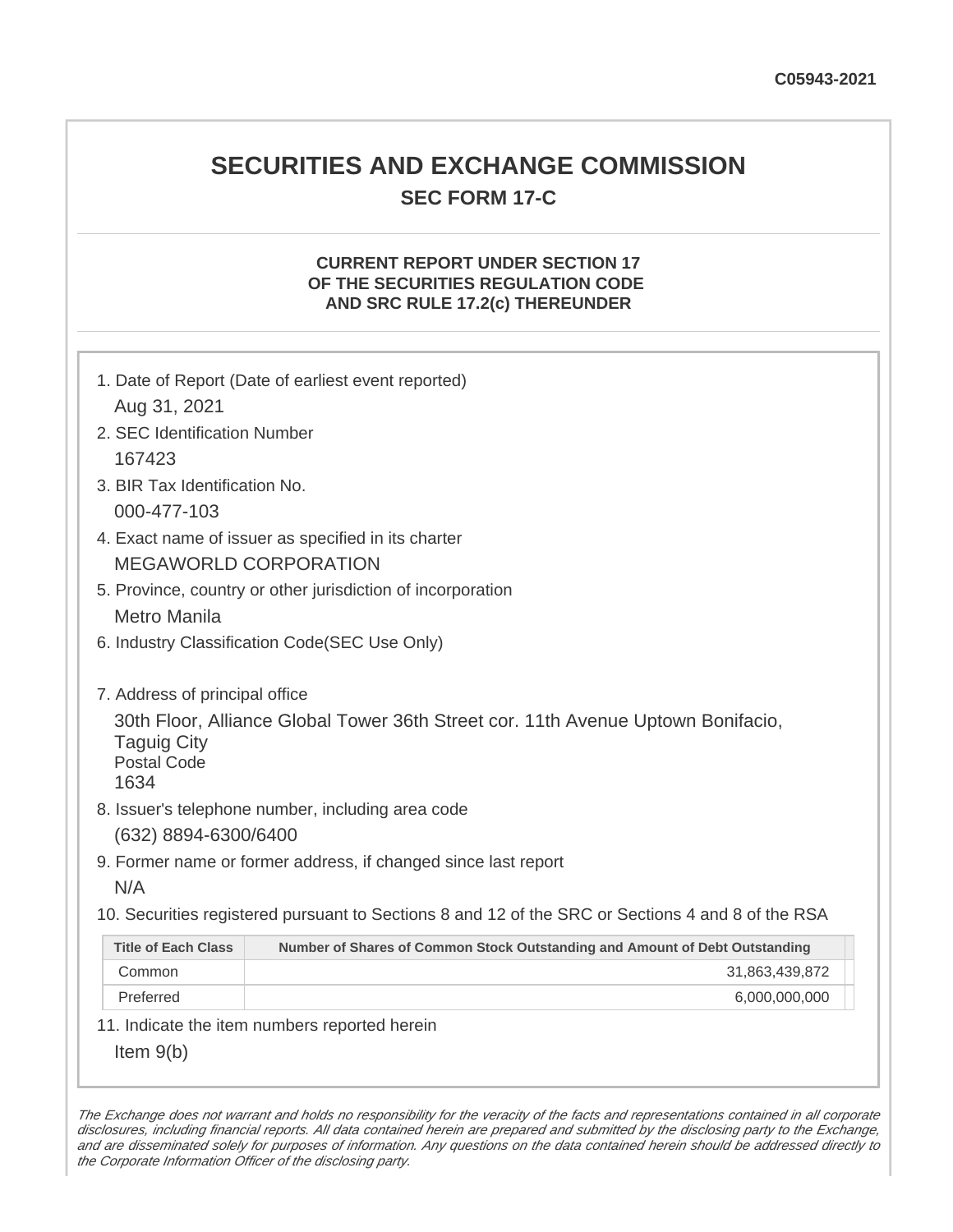C05943-2021

# SECURITIES AND EXCHANGE COMMISSION

## SEC FORM 17-C

### CURRENT REPORT UNDER SECTION 17 OF THE SECURITIES REGULATION CODE AND SRC RULE 17.2(c) THEREUNDER

1. Date of Report (Date of earliest event reported)
   Aug 31, 2021
2. SEC Identification Number
   167423
3. BIR Tax Identification No.
   000-477-103
4. Exact name of issuer as specified in its charter
   MEGAWORLD CORPORATION
5. Province, country or other jurisdiction of incorporation
   Metro Manila
6. Industry Classification Code(SEC Use Only)

7. Address of principal office
   30th Floor, Alliance Global Tower 36th Street cor. 11th Avenue Uptown Bonifacio, Taguig City
   Postal Code
   1634
8. Issuer's telephone number, including area code
   (632) 8894-6300/6400
9. Former name or former address, if changed since last report
   N/A
10. Securities registered pursuant to Sections 8 and 12 of the SRC or Sections 4 and 8 of the RSA

| Title of Each Class | Number of Shares of Common Stock Outstanding and Amount of Debt Outstanding |
|---|---|
| Common | 31,863,439,872 |
| Preferred | 6,000,000,000 |

11. Indicate the item numbers reported herein
    Item 9(b)

*The Exchange does not warrant and holds no responsibility for the veracity of the facts and representations contained in all corporate disclosures, including financial reports. All data contained herein are prepared and submitted by the disclosing party to the Exchange, and are disseminated solely for purposes of information. Any questions on the data contained herein should be addressed directly to the Corporate Information Officer of the disclosing party.*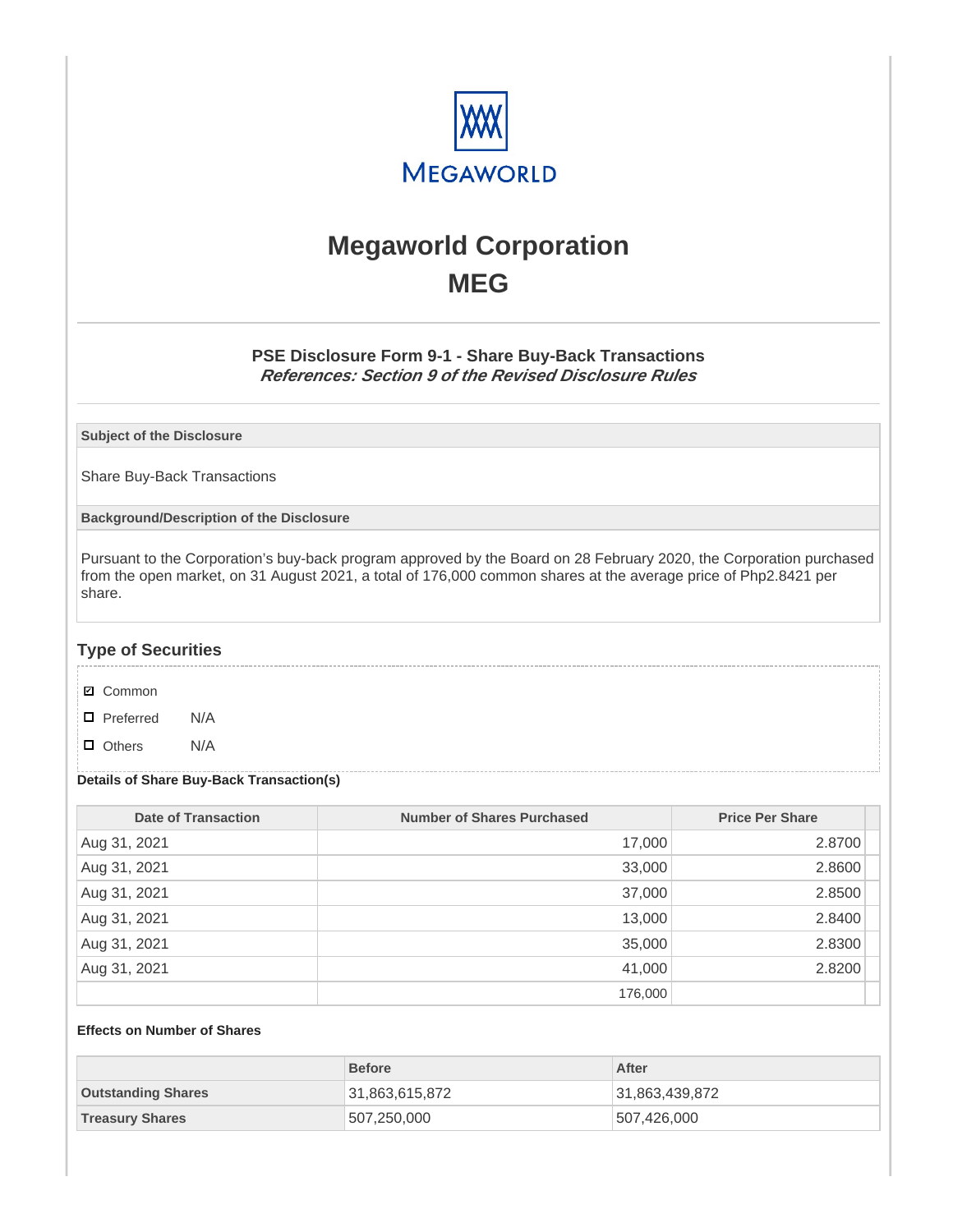MEGAWORLD

# Megaworld Corporation
# MEG

### PSE Disclosure Form 9-1 - Share Buy-Back Transactions
***References: Section 9 of the Revised Disclosure Rules***

**Subject of the Disclosure**

Share Buy-Back Transactions

**Background/Description of the Disclosure**

Pursuant to the Corporation's buy-back program approved by the Board on 28 February 2020, the Corporation purchased from the open market, on 31 August 2021, a total of 176,000 common shares at the average price of Php2.8421 per share.

## Type of Securities

- ☑ Common
- ☐ Preferred N/A
- ☐ Others N/A

**Details of Share Buy-Back Transaction(s)**

| Date of Transaction | Number of Shares Purchased | Price Per Share |
|---|---|---|
| Aug 31, 2021 | 17,000 | 2.8700 |
| Aug 31, 2021 | 33,000 | 2.8600 |
| Aug 31, 2021 | 37,000 | 2.8500 |
| Aug 31, 2021 | 13,000 | 2.8400 |
| Aug 31, 2021 | 35,000 | 2.8300 |
| Aug 31, 2021 | 41,000 | 2.8200 |
| | 176,000 | |

**Effects on Number of Shares**

| | Before | After |
|---|---|---|
| **Outstanding Shares** | 31,863,615,872 | 31,863,439,872 |
| **Treasury Shares** | 507,250,000 | 507,426,000 |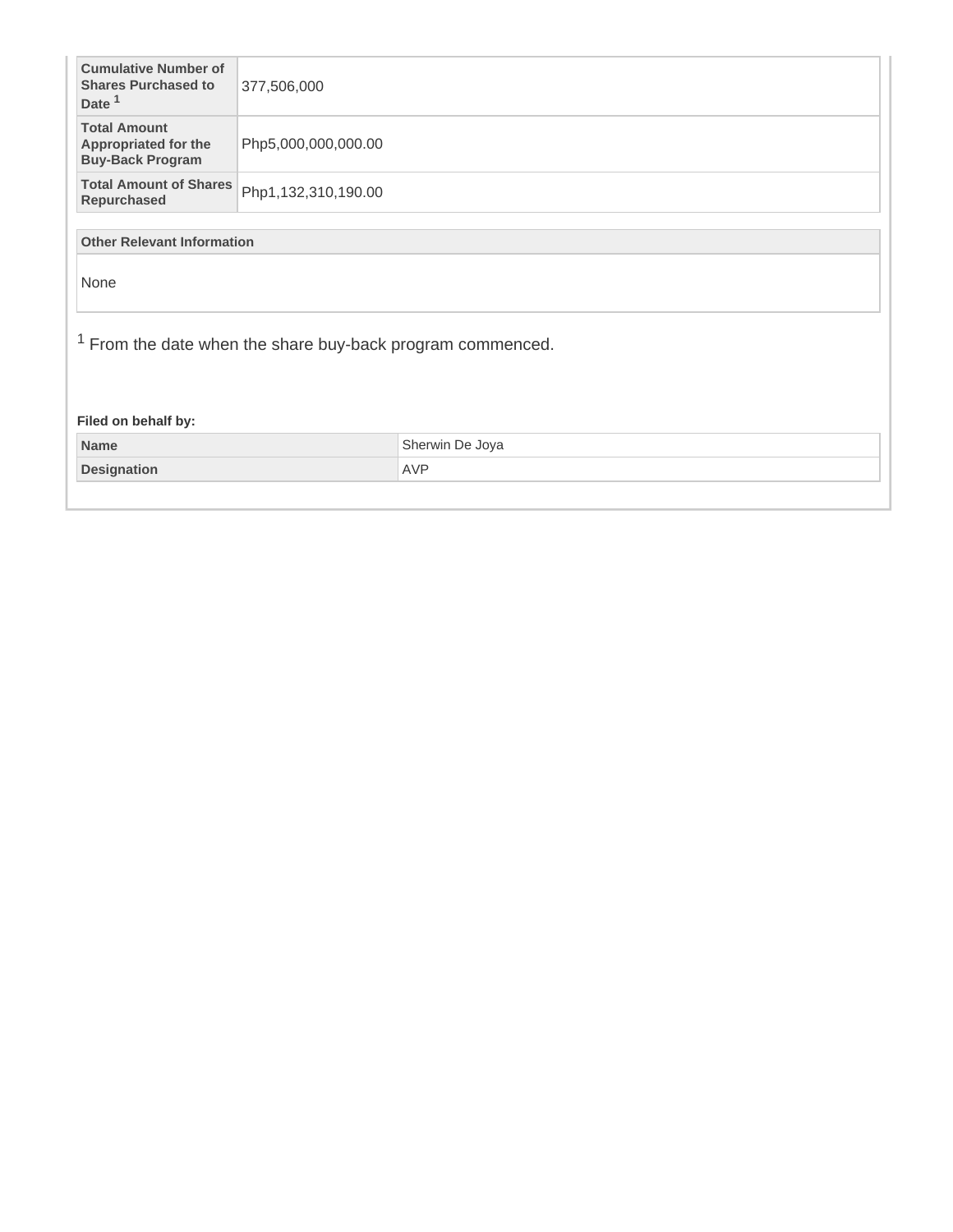| | |
|---|---|
| **Cumulative Number of Shares Purchased to Date** [1] | 377,506,000 |
| **Total Amount Appropriated for the Buy-Back Program** | Php5,000,000,000.00 |
| **Total Amount of Shares Repurchased** | Php1,132,310,190.00 |

| **Other Relevant Information** |
|---|
| None |

[1] From the date when the share buy-back program commenced.

**Filed on behalf by:**

| | |
|---|---|
| **Name** | Sherwin De Joya |
| **Designation** | AVP |